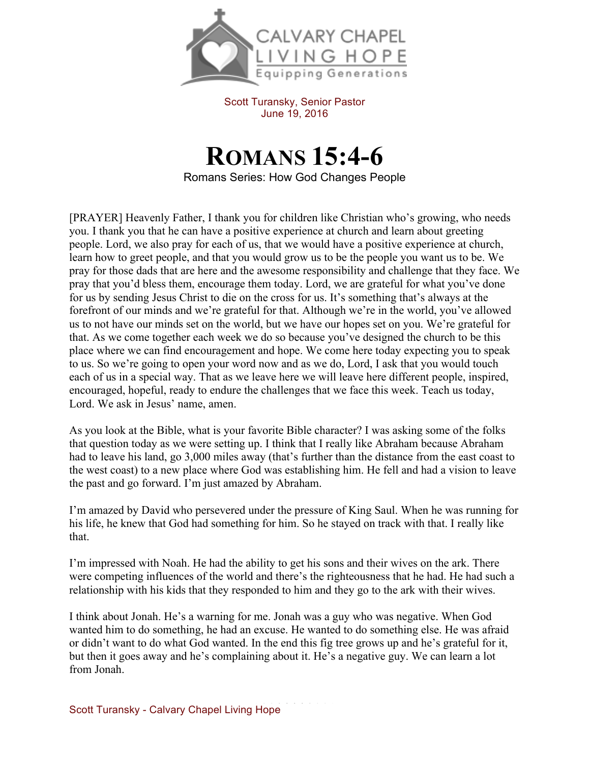CALVARY CHAPEL
LIVING HOPE
Equipping Generations

Scott Turansky, Senior Pastor
June 19, 2016

# ROMANS 15:4-6

Romans Series: How God Changes People

[PRAYER] Heavenly Father, I thank you for children like Christian who's growing, who needs you. I thank you that he can have a positive experience at church and learn about greeting people. Lord, we also pray for each of us, that we would have a positive experience at church, learn how to greet people, and that you would grow us to be the people you want us to be. We pray for those dads that are here and the awesome responsibility and challenge that they face. We pray that you'd bless them, encourage them today. Lord, we are grateful for what you've done for us by sending Jesus Christ to die on the cross for us. It's something that's always at the forefront of our minds and we're grateful for that. Although we're in the world, you've allowed us to not have our minds set on the world, but we have our hopes set on you. We're grateful for that. As we come together each week we do so because you've designed the church to be this place where we can find encouragement and hope. We come here today expecting you to speak to us. So we're going to open your word now and as we do, Lord, I ask that you would touch each of us in a special way. That as we leave here we will leave here different people, inspired, encouraged, hopeful, ready to endure the challenges that we face this week. Teach us today, Lord. We ask in Jesus' name, amen.

As you look at the Bible, what is your favorite Bible character? I was asking some of the folks that question today as we were setting up. I think that I really like Abraham because Abraham had to leave his land, go 3,000 miles away (that's further than the distance from the east coast to the west coast) to a new place where God was establishing him. He fell and had a vision to leave the past and go forward. I'm just amazed by Abraham.

I'm amazed by David who persevered under the pressure of King Saul. When he was running for his life, he knew that God had something for him. So he stayed on track with that. I really like that.

I'm impressed with Noah. He had the ability to get his sons and their wives on the ark. There were competing influences of the world and there's the righteousness that he had. He had such a relationship with his kids that they responded to him and they go to the ark with their wives.

I think about Jonah. He's a warning for me. Jonah was a guy who was negative. When God wanted him to do something, he had an excuse. He wanted to do something else. He was afraid or didn't want to do what God wanted. In the end this fig tree grows up and he's grateful for it, but then it goes away and he's complaining about it. He's a negative guy. We can learn a lot from Jonah.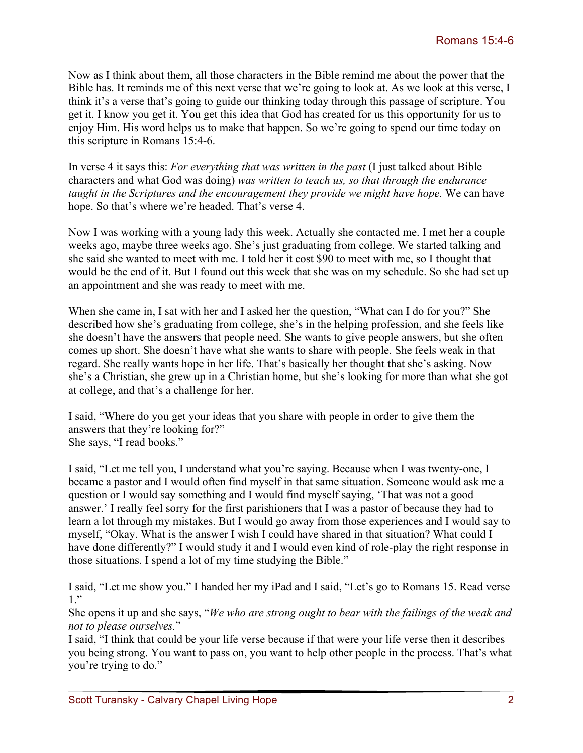Now as I think about them, all those characters in the Bible remind me about the power that the Bible has. It reminds me of this next verse that we're going to look at. As we look at this verse, I think it's a verse that's going to guide our thinking today through this passage of scripture. You get it. I know you get it. You get this idea that God has created for us this opportunity for us to enjoy Him. His word helps us to make that happen. So we're going to spend our time today on this scripture in Romans 15:4-6.

In verse 4 it says this: *For everything that was written in the past* (I just talked about Bible characters and what God was doing) *was written to teach us, so that through the endurance taught in the Scriptures and the encouragement they provide we might have hope.* We can have hope. So that's where we're headed. That's verse 4.

Now I was working with a young lady this week. Actually she contacted me. I met her a couple weeks ago, maybe three weeks ago. She's just graduating from college. We started talking and she said she wanted to meet with me. I told her it cost $90 to meet with me, so I thought that would be the end of it. But I found out this week that she was on my schedule. So she had set up an appointment and she was ready to meet with me.

When she came in, I sat with her and I asked her the question, "What can I do for you?" She described how she's graduating from college, she's in the helping profession, and she feels like she doesn't have the answers that people need. She wants to give people answers, but she often comes up short. She doesn't have what she wants to share with people. She feels weak in that regard. She really wants hope in her life. That's basically her thought that she's asking. Now she's a Christian, she grew up in a Christian home, but she's looking for more than what she got at college, and that's a challenge for her.

I said, "Where do you get your ideas that you share with people in order to give them the answers that they're looking for?"
She says, "I read books."

I said, "Let me tell you, I understand what you're saying. Because when I was twenty-one, I became a pastor and I would often find myself in that same situation. Someone would ask me a question or I would say something and I would find myself saying, 'That was not a good answer.' I really feel sorry for the first parishioners that I was a pastor of because they had to learn a lot through my mistakes. But I would go away from those experiences and I would say to myself, "Okay. What is the answer I wish I could have shared in that situation? What could I have done differently?" I would study it and I would even kind of role-play the right response in those situations. I spend a lot of my time studying the Bible."

I said, "Let me show you." I handed her my iPad and I said, "Let's go to Romans 15. Read verse 1."
She opens it up and she says, "*We who are strong ought to bear with the failings of the weak and not to please ourselves.*"
I said, "I think that could be your life verse because if that were your life verse then it describes you being strong. You want to pass on, you want to help other people in the process. That's what you're trying to do."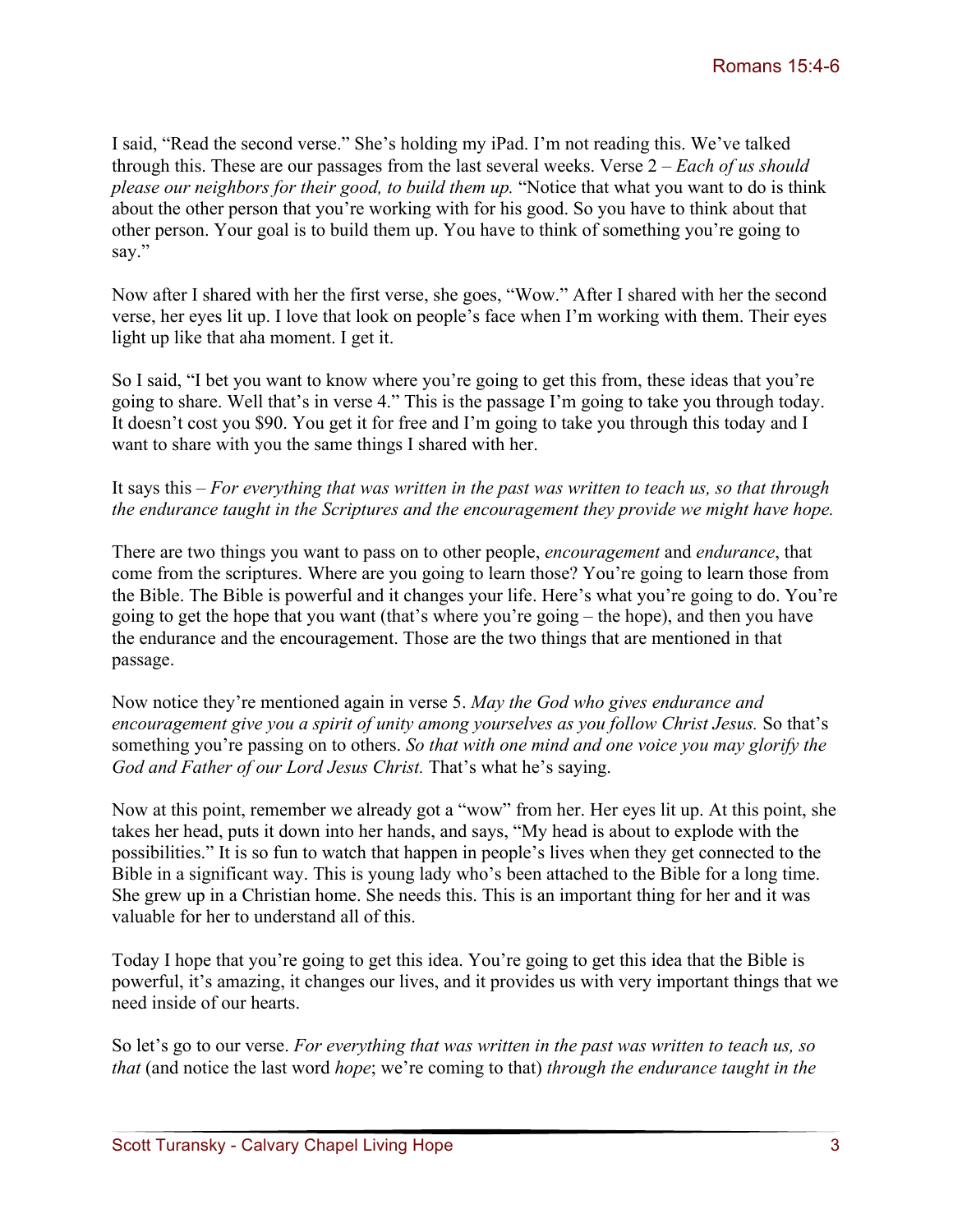I said, "Read the second verse." She's holding my iPad. I'm not reading this. We've talked through this. These are our passages from the last several weeks. Verse 2 – *Each of us should please our neighbors for their good, to build them up.* "Notice that what you want to do is think about the other person that you're working with for his good. So you have to think about that other person. Your goal is to build them up. You have to think of something you're going to say."

Now after I shared with her the first verse, she goes, "Wow." After I shared with her the second verse, her eyes lit up. I love that look on people's face when I'm working with them. Their eyes light up like that aha moment. I get it.

So I said, "I bet you want to know where you're going to get this from, these ideas that you're going to share. Well that's in verse 4." This is the passage I'm going to take you through today. It doesn't cost you $90. You get it for free and I'm going to take you through this today and I want to share with you the same things I shared with her.

It says this – *For everything that was written in the past was written to teach us, so that through the endurance taught in the Scriptures and the encouragement they provide we might have hope.*

There are two things you want to pass on to other people, *encouragement* and *endurance*, that come from the scriptures. Where are you going to learn those? You're going to learn those from the Bible. The Bible is powerful and it changes your life. Here's what you're going to do. You're going to get the hope that you want (that's where you're going – the hope), and then you have the endurance and the encouragement. Those are the two things that are mentioned in that passage.

Now notice they're mentioned again in verse 5. *May the God who gives endurance and encouragement give you a spirit of unity among yourselves as you follow Christ Jesus.* So that's something you're passing on to others. *So that with one mind and one voice you may glorify the God and Father of our Lord Jesus Christ.* That's what he's saying.

Now at this point, remember we already got a "wow" from her. Her eyes lit up. At this point, she takes her head, puts it down into her hands, and says, "My head is about to explode with the possibilities." It is so fun to watch that happen in people's lives when they get connected to the Bible in a significant way. This is young lady who's been attached to the Bible for a long time. She grew up in a Christian home. She needs this. This is an important thing for her and it was valuable for her to understand all of this.

Today I hope that you're going to get this idea. You're going to get this idea that the Bible is powerful, it's amazing, it changes our lives, and it provides us with very important things that we need inside of our hearts.

So let's go to our verse. *For everything that was written in the past was written to teach us, so that* (and notice the last word *hope*; we're coming to that) *through the endurance taught in the*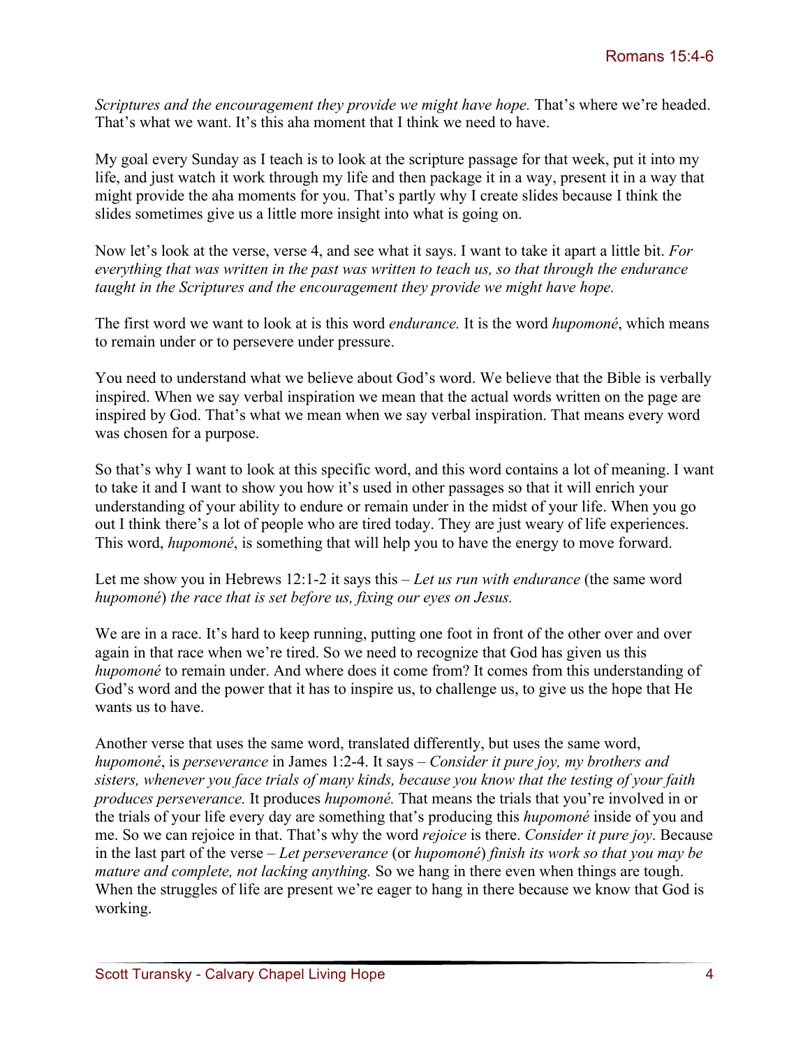*Scriptures and the encouragement they provide we might have hope.* That's where we're headed. That's what we want. It's this aha moment that I think we need to have.

My goal every Sunday as I teach is to look at the scripture passage for that week, put it into my life, and just watch it work through my life and then package it in a way, present it in a way that might provide the aha moments for you. That's partly why I create slides because I think the slides sometimes give us a little more insight into what is going on.

Now let's look at the verse, verse 4, and see what it says. I want to take it apart a little bit. *For everything that was written in the past was written to teach us, so that through the endurance taught in the Scriptures and the encouragement they provide we might have hope.*

The first word we want to look at is this word *endurance.* It is the word *hupomoné*, which means to remain under or to persevere under pressure.

You need to understand what we believe about God's word. We believe that the Bible is verbally inspired. When we say verbal inspiration we mean that the actual words written on the page are inspired by God. That's what we mean when we say verbal inspiration. That means every word was chosen for a purpose.

So that's why I want to look at this specific word, and this word contains a lot of meaning. I want to take it and I want to show you how it's used in other passages so that it will enrich your understanding of your ability to endure or remain under in the midst of your life. When you go out I think there's a lot of people who are tired today. They are just weary of life experiences. This word, *hupomoné*, is something that will help you to have the energy to move forward.

Let me show you in Hebrews 12:1-2 it says this – *Let us run with endurance* (the same word *hupomoné*) *the race that is set before us, fixing our eyes on Jesus.*

We are in a race. It's hard to keep running, putting one foot in front of the other over and over again in that race when we're tired. So we need to recognize that God has given us this *hupomoné* to remain under. And where does it come from? It comes from this understanding of God's word and the power that it has to inspire us, to challenge us, to give us the hope that He wants us to have.

Another verse that uses the same word, translated differently, but uses the same word, *hupomoné*, is *perseverance* in James 1:2-4. It says – *Consider it pure joy, my brothers and sisters, whenever you face trials of many kinds, because you know that the testing of your faith produces perseverance.* It produces *hupomoné.* That means the trials that you're involved in or the trials of your life every day are something that's producing this *hupomoné* inside of you and me. So we can rejoice in that. That's why the word *rejoice* is there. *Consider it pure joy*. Because in the last part of the verse – *Let perseverance* (or *hupomoné*) *finish its work so that you may be mature and complete, not lacking anything.* So we hang in there even when things are tough. When the struggles of life are present we're eager to hang in there because we know that God is working.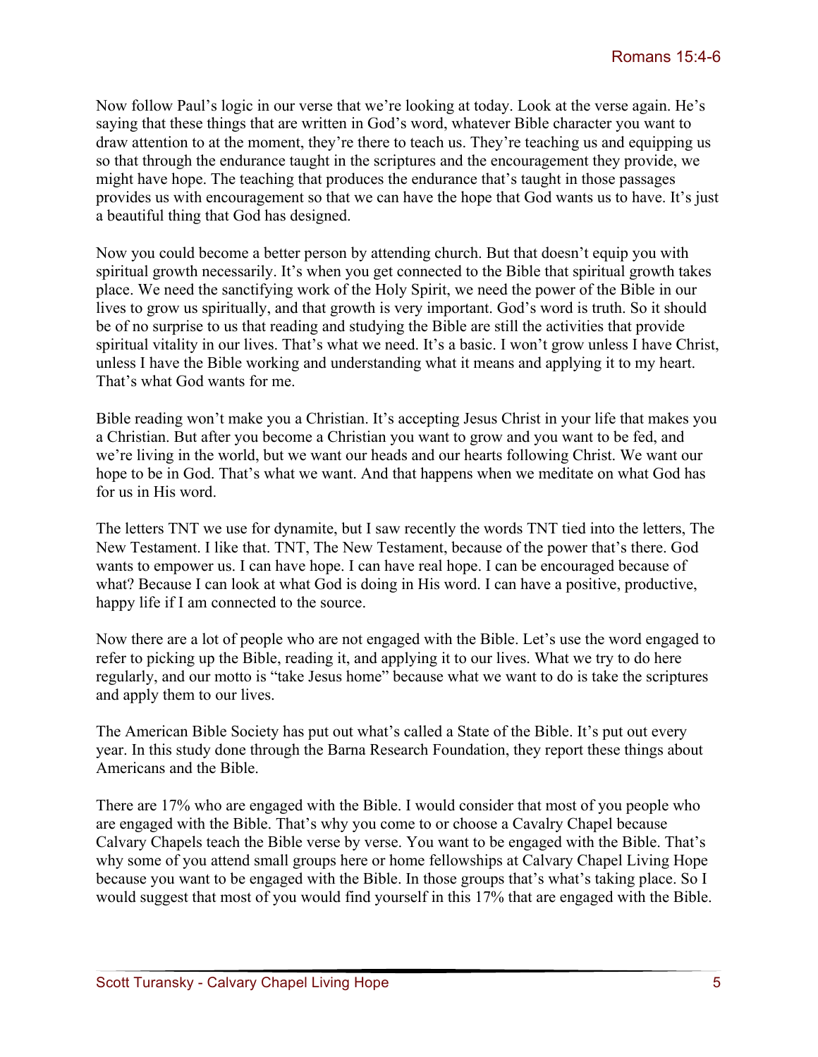Now follow Paul's logic in our verse that we're looking at today. Look at the verse again. He's saying that these things that are written in God's word, whatever Bible character you want to draw attention to at the moment, they're there to teach us. They're teaching us and equipping us so that through the endurance taught in the scriptures and the encouragement they provide, we might have hope. The teaching that produces the endurance that's taught in those passages provides us with encouragement so that we can have the hope that God wants us to have. It's just a beautiful thing that God has designed.

Now you could become a better person by attending church. But that doesn't equip you with spiritual growth necessarily. It's when you get connected to the Bible that spiritual growth takes place. We need the sanctifying work of the Holy Spirit, we need the power of the Bible in our lives to grow us spiritually, and that growth is very important. God's word is truth. So it should be of no surprise to us that reading and studying the Bible are still the activities that provide spiritual vitality in our lives. That's what we need. It's a basic. I won't grow unless I have Christ, unless I have the Bible working and understanding what it means and applying it to my heart. That's what God wants for me.

Bible reading won't make you a Christian. It's accepting Jesus Christ in your life that makes you a Christian. But after you become a Christian you want to grow and you want to be fed, and we're living in the world, but we want our heads and our hearts following Christ. We want our hope to be in God. That's what we want. And that happens when we meditate on what God has for us in His word.

The letters TNT we use for dynamite, but I saw recently the words TNT tied into the letters, The New Testament. I like that. TNT, The New Testament, because of the power that's there. God wants to empower us. I can have hope. I can have real hope. I can be encouraged because of what? Because I can look at what God is doing in His word. I can have a positive, productive, happy life if I am connected to the source.

Now there are a lot of people who are not engaged with the Bible. Let's use the word engaged to refer to picking up the Bible, reading it, and applying it to our lives. What we try to do here regularly, and our motto is "take Jesus home" because what we want to do is take the scriptures and apply them to our lives.

The American Bible Society has put out what's called a State of the Bible. It's put out every year. In this study done through the Barna Research Foundation, they report these things about Americans and the Bible.

There are 17% who are engaged with the Bible. I would consider that most of you people who are engaged with the Bible. That's why you come to or choose a Cavalry Chapel because Calvary Chapels teach the Bible verse by verse. You want to be engaged with the Bible. That's why some of you attend small groups here or home fellowships at Calvary Chapel Living Hope because you want to be engaged with the Bible. In those groups that's what's taking place. So I would suggest that most of you would find yourself in this 17% that are engaged with the Bible.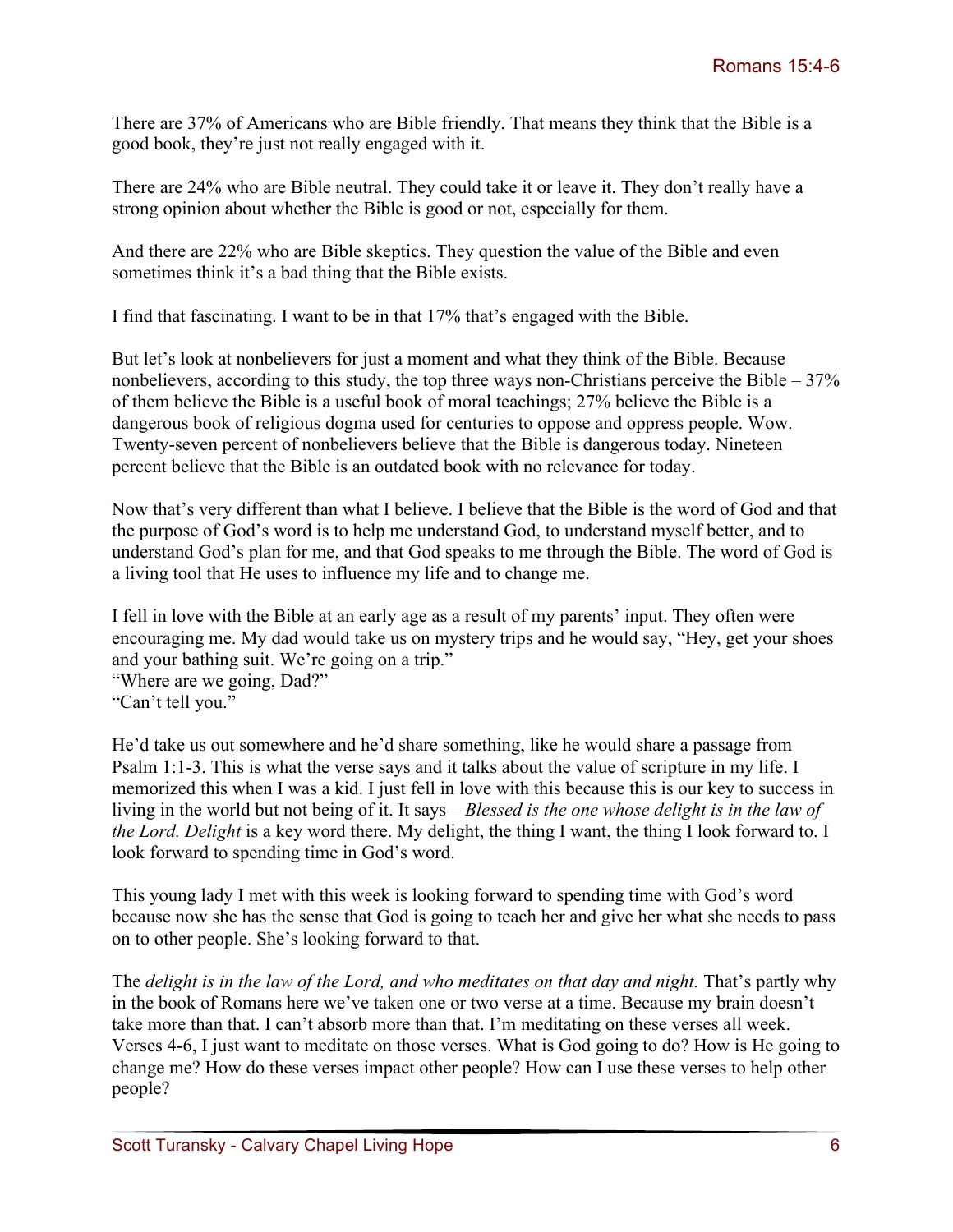There are 37% of Americans who are Bible friendly. That means they think that the Bible is a good book, they're just not really engaged with it.

There are 24% who are Bible neutral. They could take it or leave it. They don't really have a strong opinion about whether the Bible is good or not, especially for them.

And there are 22% who are Bible skeptics. They question the value of the Bible and even sometimes think it's a bad thing that the Bible exists.

I find that fascinating. I want to be in that 17% that's engaged with the Bible.

But let's look at nonbelievers for just a moment and what they think of the Bible. Because nonbelievers, according to this study, the top three ways non-Christians perceive the Bible – 37% of them believe the Bible is a useful book of moral teachings; 27% believe the Bible is a dangerous book of religious dogma used for centuries to oppose and oppress people. Wow. Twenty-seven percent of nonbelievers believe that the Bible is dangerous today. Nineteen percent believe that the Bible is an outdated book with no relevance for today.

Now that's very different than what I believe. I believe that the Bible is the word of God and that the purpose of God's word is to help me understand God, to understand myself better, and to understand God's plan for me, and that God speaks to me through the Bible. The word of God is a living tool that He uses to influence my life and to change me.

I fell in love with the Bible at an early age as a result of my parents' input. They often were encouraging me. My dad would take us on mystery trips and he would say, "Hey, get your shoes and your bathing suit. We're going on a trip."
"Where are we going, Dad?"
"Can't tell you."

He'd take us out somewhere and he'd share something, like he would share a passage from Psalm 1:1-3. This is what the verse says and it talks about the value of scripture in my life. I memorized this when I was a kid. I just fell in love with this because this is our key to success in living in the world but not being of it. It says – *Blessed is the one whose delight is in the law of the Lord. Delight* is a key word there. My delight, the thing I want, the thing I look forward to. I look forward to spending time in God's word.

This young lady I met with this week is looking forward to spending time with God's word because now she has the sense that God is going to teach her and give her what she needs to pass on to other people. She's looking forward to that.

The *delight is in the law of the Lord, and who meditates on that day and night.* That's partly why in the book of Romans here we've taken one or two verse at a time. Because my brain doesn't take more than that. I can't absorb more than that. I'm meditating on these verses all week. Verses 4-6, I just want to meditate on those verses. What is God going to do? How is He going to change me? How do these verses impact other people? How can I use these verses to help other people?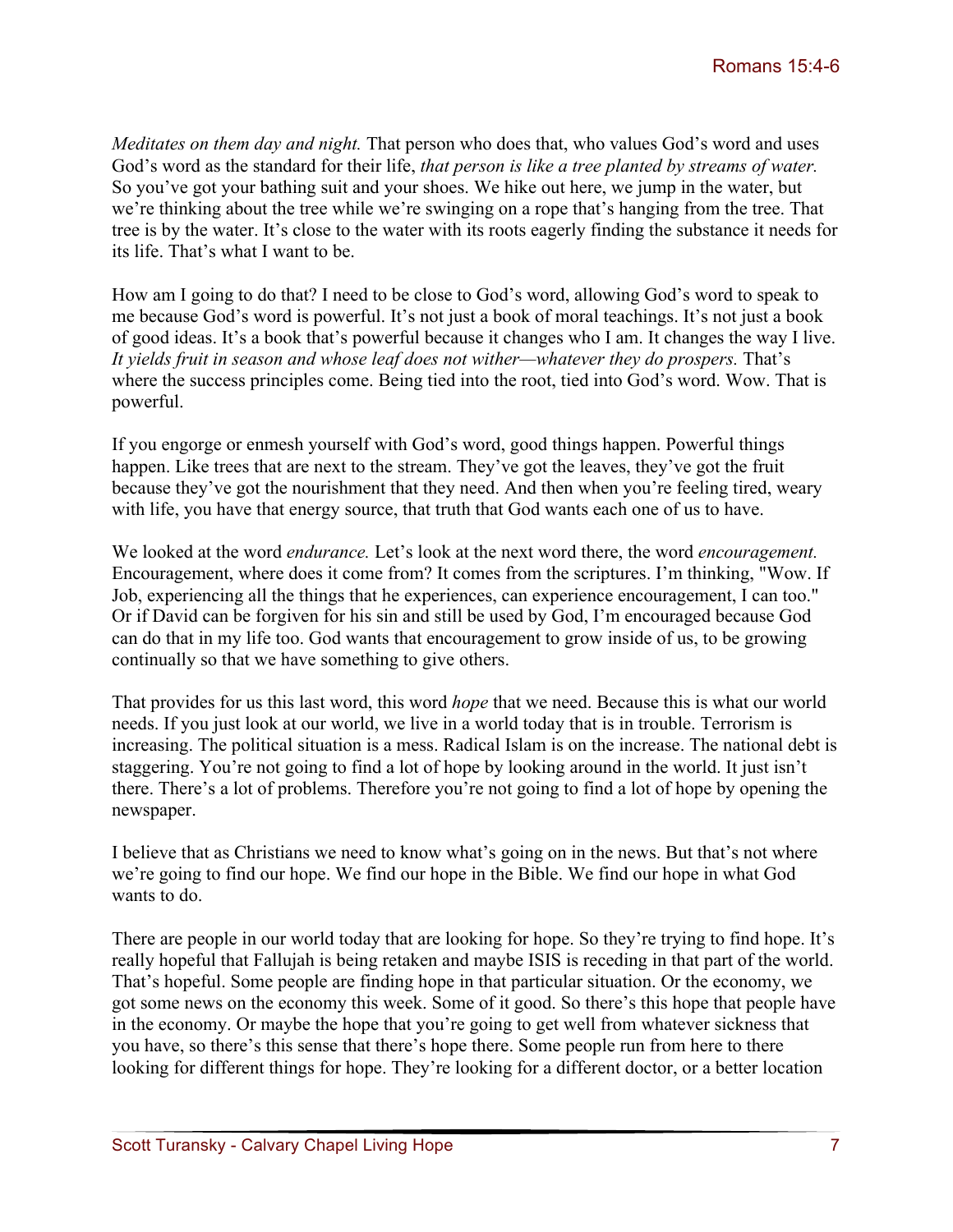*Meditates on them day and night.* That person who does that, who values God's word and uses God's word as the standard for their life, *that person is like a tree planted by streams of water.* So you've got your bathing suit and your shoes. We hike out here, we jump in the water, but we're thinking about the tree while we're swinging on a rope that's hanging from the tree. That tree is by the water. It's close to the water with its roots eagerly finding the substance it needs for its life. That's what I want to be.

How am I going to do that? I need to be close to God's word, allowing God's word to speak to me because God's word is powerful. It's not just a book of moral teachings. It's not just a book of good ideas. It's a book that's powerful because it changes who I am. It changes the way I live. *It yields fruit in season and whose leaf does not wither—whatever they do prospers.* That's where the success principles come. Being tied into the root, tied into God's word. Wow. That is powerful.

If you engorge or enmesh yourself with God's word, good things happen. Powerful things happen. Like trees that are next to the stream. They've got the leaves, they've got the fruit because they've got the nourishment that they need. And then when you're feeling tired, weary with life, you have that energy source, that truth that God wants each one of us to have.

We looked at the word *endurance.* Let's look at the next word there, the word *encouragement.* Encouragement, where does it come from? It comes from the scriptures. I'm thinking, "Wow. If Job, experiencing all the things that he experiences, can experience encouragement, I can too." Or if David can be forgiven for his sin and still be used by God, I'm encouraged because God can do that in my life too. God wants that encouragement to grow inside of us, to be growing continually so that we have something to give others.

That provides for us this last word, this word *hope* that we need. Because this is what our world needs. If you just look at our world, we live in a world today that is in trouble. Terrorism is increasing. The political situation is a mess. Radical Islam is on the increase. The national debt is staggering. You're not going to find a lot of hope by looking around in the world. It just isn't there. There's a lot of problems. Therefore you're not going to find a lot of hope by opening the newspaper.

I believe that as Christians we need to know what's going on in the news. But that's not where we're going to find our hope. We find our hope in the Bible. We find our hope in what God wants to do.

There are people in our world today that are looking for hope. So they're trying to find hope. It's really hopeful that Fallujah is being retaken and maybe ISIS is receding in that part of the world. That's hopeful. Some people are finding hope in that particular situation. Or the economy, we got some news on the economy this week. Some of it good. So there's this hope that people have in the economy. Or maybe the hope that you're going to get well from whatever sickness that you have, so there's this sense that there's hope there. Some people run from here to there looking for different things for hope. They're looking for a different doctor, or a better location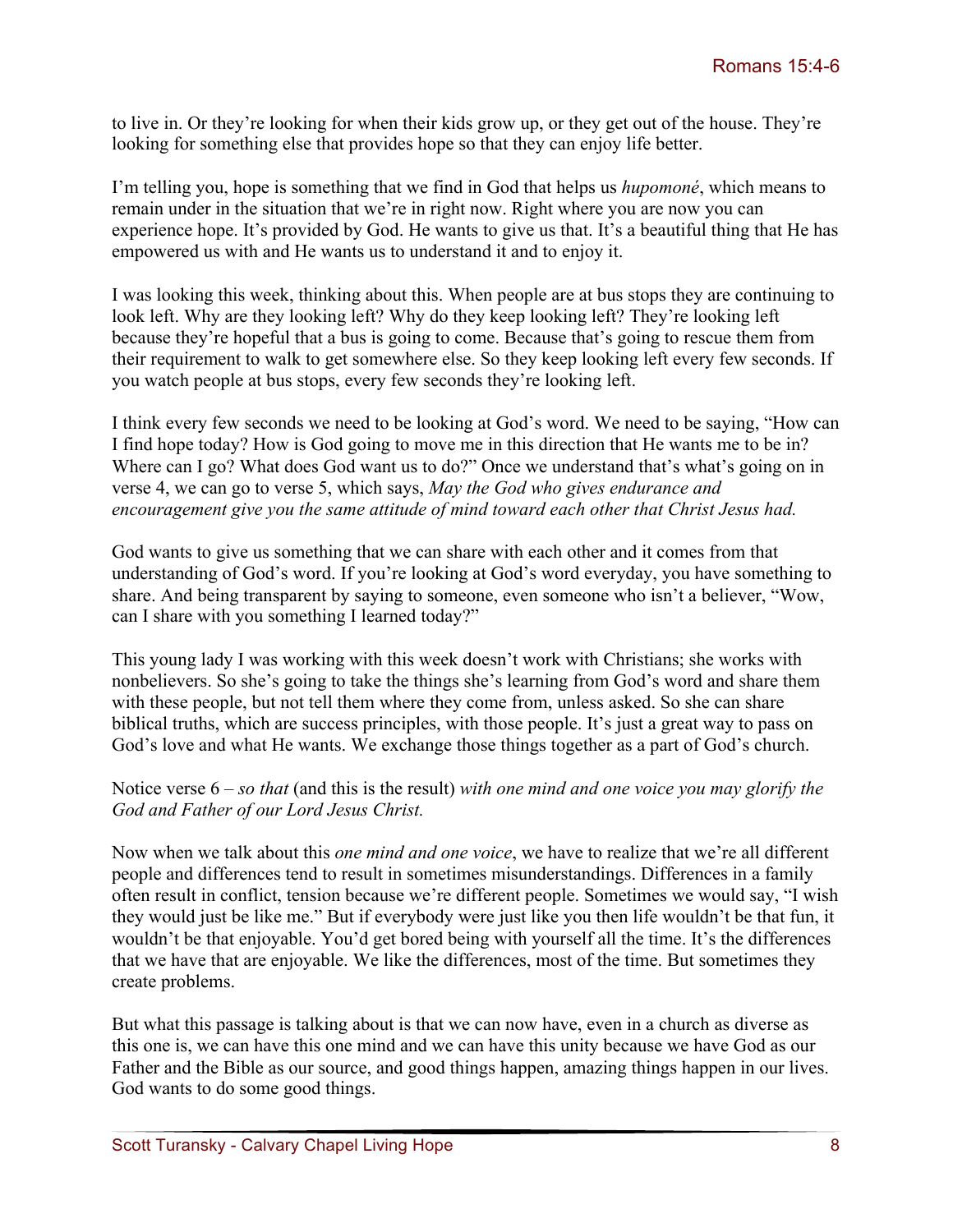to live in. Or they're looking for when their kids grow up, or they get out of the house. They're looking for something else that provides hope so that they can enjoy life better.

I'm telling you, hope is something that we find in God that helps us *hupomoné*, which means to remain under in the situation that we're in right now. Right where you are now you can experience hope. It's provided by God. He wants to give us that. It's a beautiful thing that He has empowered us with and He wants us to understand it and to enjoy it.

I was looking this week, thinking about this. When people are at bus stops they are continuing to look left. Why are they looking left? Why do they keep looking left? They're looking left because they're hopeful that a bus is going to come. Because that's going to rescue them from their requirement to walk to get somewhere else. So they keep looking left every few seconds. If you watch people at bus stops, every few seconds they're looking left.

I think every few seconds we need to be looking at God's word. We need to be saying, "How can I find hope today? How is God going to move me in this direction that He wants me to be in? Where can I go? What does God want us to do?" Once we understand that's what's going on in verse 4, we can go to verse 5, which says, *May the God who gives endurance and encouragement give you the same attitude of mind toward each other that Christ Jesus had.*

God wants to give us something that we can share with each other and it comes from that understanding of God's word. If you're looking at God's word everyday, you have something to share. And being transparent by saying to someone, even someone who isn't a believer, "Wow, can I share with you something I learned today?"

This young lady I was working with this week doesn't work with Christians; she works with nonbelievers. So she's going to take the things she's learning from God's word and share them with these people, but not tell them where they come from, unless asked. So she can share biblical truths, which are success principles, with those people. It's just a great way to pass on God's love and what He wants. We exchange those things together as a part of God's church.

Notice verse 6 – *so that* (and this is the result) *with one mind and one voice you may glorify the God and Father of our Lord Jesus Christ.*

Now when we talk about this *one mind and one voice*, we have to realize that we're all different people and differences tend to result in sometimes misunderstandings. Differences in a family often result in conflict, tension because we're different people. Sometimes we would say, "I wish they would just be like me." But if everybody were just like you then life wouldn't be that fun, it wouldn't be that enjoyable. You'd get bored being with yourself all the time. It's the differences that we have that are enjoyable. We like the differences, most of the time. But sometimes they create problems.

But what this passage is talking about is that we can now have, even in a church as diverse as this one is, we can have this one mind and we can have this unity because we have God as our Father and the Bible as our source, and good things happen, amazing things happen in our lives. God wants to do some good things.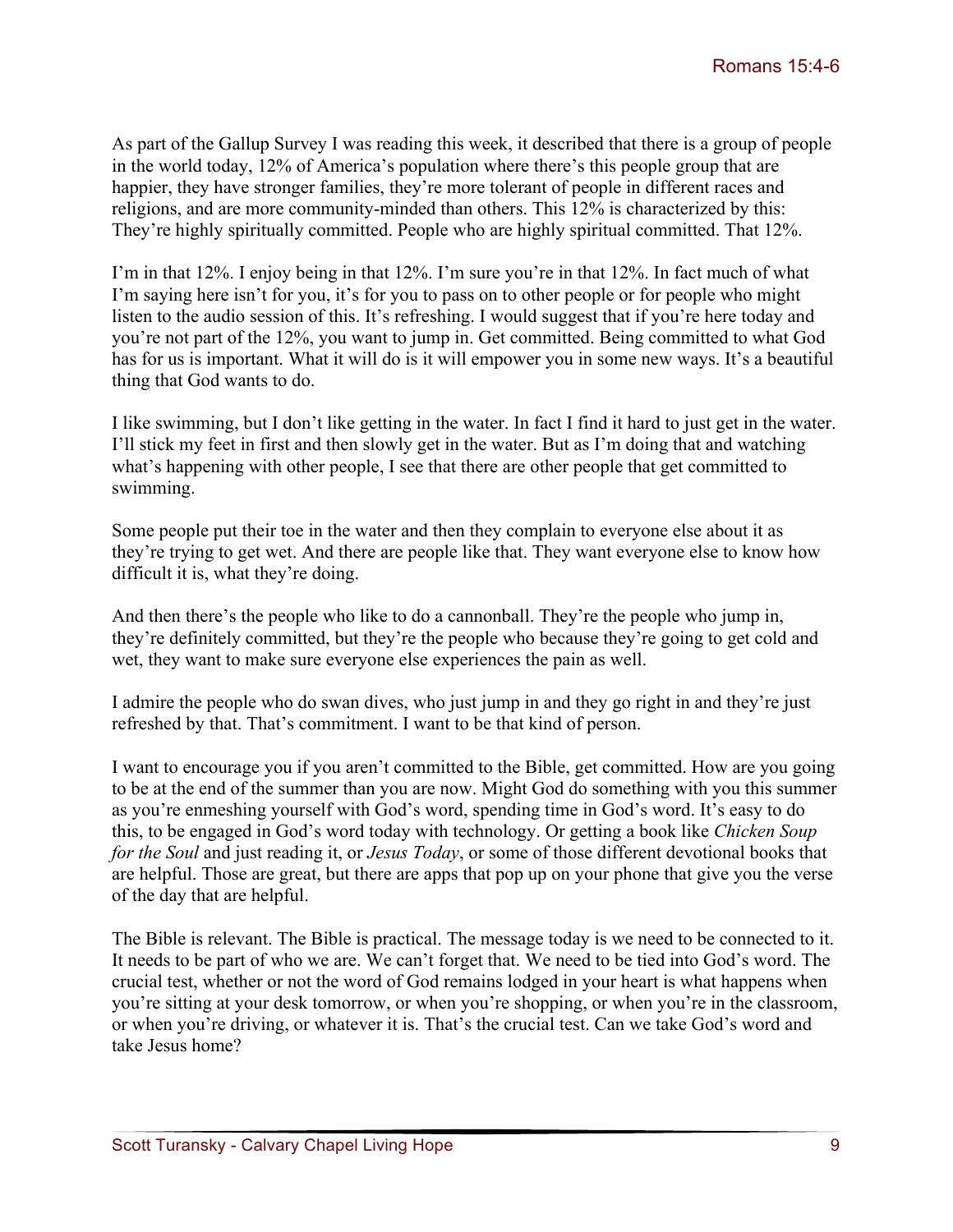As part of the Gallup Survey I was reading this week, it described that there is a group of people in the world today, 12% of America's population where there's this people group that are happier, they have stronger families, they're more tolerant of people in different races and religions, and are more community-minded than others. This 12% is characterized by this: They're highly spiritually committed. People who are highly spiritual committed. That 12%.

I'm in that 12%. I enjoy being in that 12%. I'm sure you're in that 12%. In fact much of what I'm saying here isn't for you, it's for you to pass on to other people or for people who might listen to the audio session of this. It's refreshing. I would suggest that if you're here today and you're not part of the 12%, you want to jump in. Get committed. Being committed to what God has for us is important. What it will do is it will empower you in some new ways. It's a beautiful thing that God wants to do.

I like swimming, but I don't like getting in the water. In fact I find it hard to just get in the water. I'll stick my feet in first and then slowly get in the water. But as I'm doing that and watching what's happening with other people, I see that there are other people that get committed to swimming.

Some people put their toe in the water and then they complain to everyone else about it as they're trying to get wet. And there are people like that. They want everyone else to know how difficult it is, what they're doing.

And then there's the people who like to do a cannonball. They're the people who jump in, they're definitely committed, but they're the people who because they're going to get cold and wet, they want to make sure everyone else experiences the pain as well.

I admire the people who do swan dives, who just jump in and they go right in and they're just refreshed by that. That's commitment. I want to be that kind of person.

I want to encourage you if you aren't committed to the Bible, get committed. How are you going to be at the end of the summer than you are now. Might God do something with you this summer as you're enmeshing yourself with God's word, spending time in God's word. It's easy to do this, to be engaged in God's word today with technology. Or getting a book like *Chicken Soup for the Soul* and just reading it, or *Jesus Today*, or some of those different devotional books that are helpful. Those are great, but there are apps that pop up on your phone that give you the verse of the day that are helpful.

The Bible is relevant. The Bible is practical. The message today is we need to be connected to it. It needs to be part of who we are. We can't forget that. We need to be tied into God's word. The crucial test, whether or not the word of God remains lodged in your heart is what happens when you're sitting at your desk tomorrow, or when you're shopping, or when you're in the classroom, or when you're driving, or whatever it is. That's the crucial test. Can we take God's word and take Jesus home?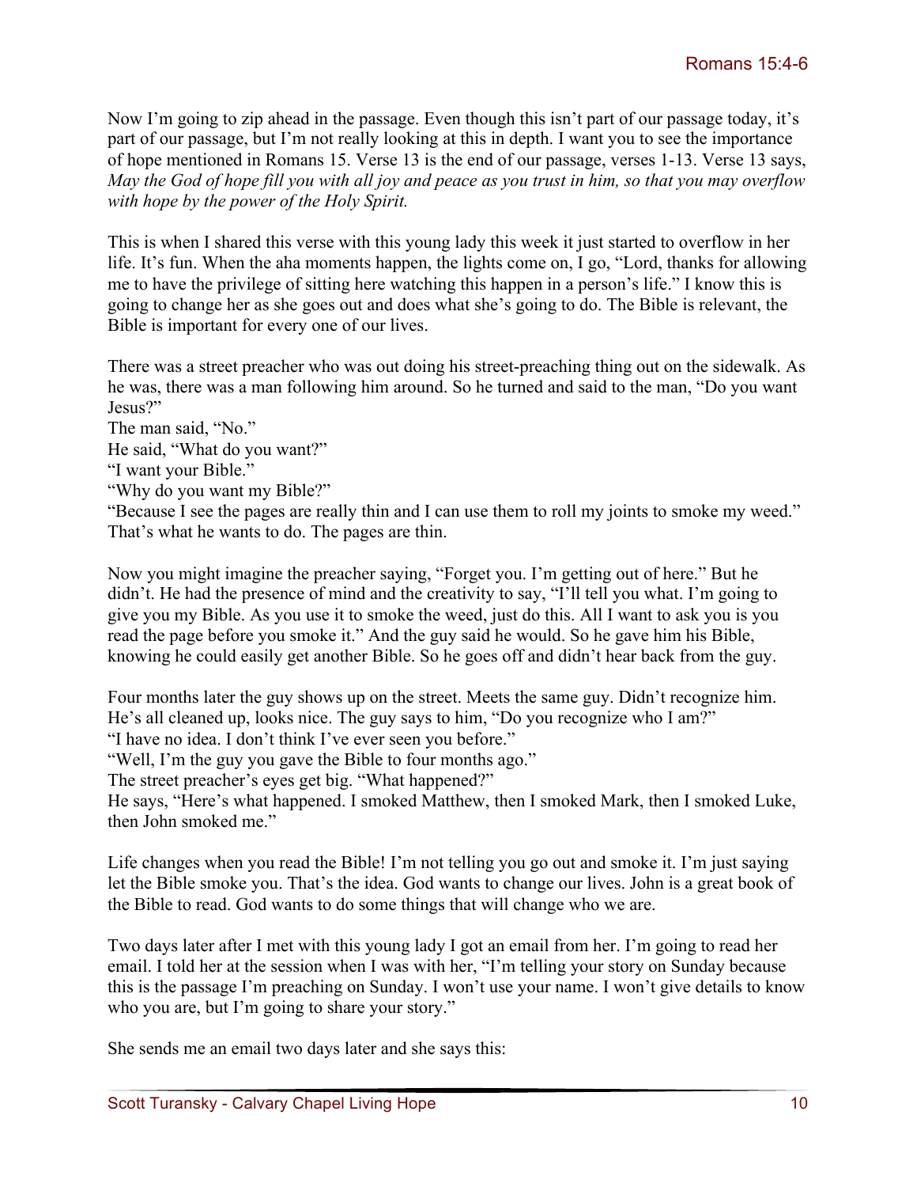Now I'm going to zip ahead in the passage. Even though this isn't part of our passage today, it's part of our passage, but I'm not really looking at this in depth. I want you to see the importance of hope mentioned in Romans 15. Verse 13 is the end of our passage, verses 1-13. Verse 13 says, *May the God of hope fill you with all joy and peace as you trust in him, so that you may overflow with hope by the power of the Holy Spirit.*

This is when I shared this verse with this young lady this week it just started to overflow in her life. It's fun. When the aha moments happen, the lights come on, I go, "Lord, thanks for allowing me to have the privilege of sitting here watching this happen in a person's life." I know this is going to change her as she goes out and does what she's going to do. The Bible is relevant, the Bible is important for every one of our lives.

There was a street preacher who was out doing his street-preaching thing out on the sidewalk. As he was, there was a man following him around. So he turned and said to the man, "Do you want Jesus?"
The man said, "No."
He said, "What do you want?"
"I want your Bible."
"Why do you want my Bible?"
"Because I see the pages are really thin and I can use them to roll my joints to smoke my weed."
That's what he wants to do. The pages are thin.

Now you might imagine the preacher saying, "Forget you. I'm getting out of here." But he didn't. He had the presence of mind and the creativity to say, "I'll tell you what. I'm going to give you my Bible. As you use it to smoke the weed, just do this. All I want to ask you is you read the page before you smoke it." And the guy said he would. So he gave him his Bible, knowing he could easily get another Bible. So he goes off and didn't hear back from the guy.

Four months later the guy shows up on the street. Meets the same guy. Didn't recognize him. He's all cleaned up, looks nice. The guy says to him, "Do you recognize who I am?"
"I have no idea. I don't think I've ever seen you before."
"Well, I'm the guy you gave the Bible to four months ago."
The street preacher's eyes get big. "What happened?"
He says, "Here's what happened. I smoked Matthew, then I smoked Mark, then I smoked Luke, then John smoked me."

Life changes when you read the Bible! I'm not telling you go out and smoke it. I'm just saying let the Bible smoke you. That's the idea. God wants to change our lives. John is a great book of the Bible to read. God wants to do some things that will change who we are.

Two days later after I met with this young lady I got an email from her. I'm going to read her email. I told her at the session when I was with her, "I'm telling your story on Sunday because this is the passage I'm preaching on Sunday. I won't use your name. I won't give details to know who you are, but I'm going to share your story."

She sends me an email two days later and she says this: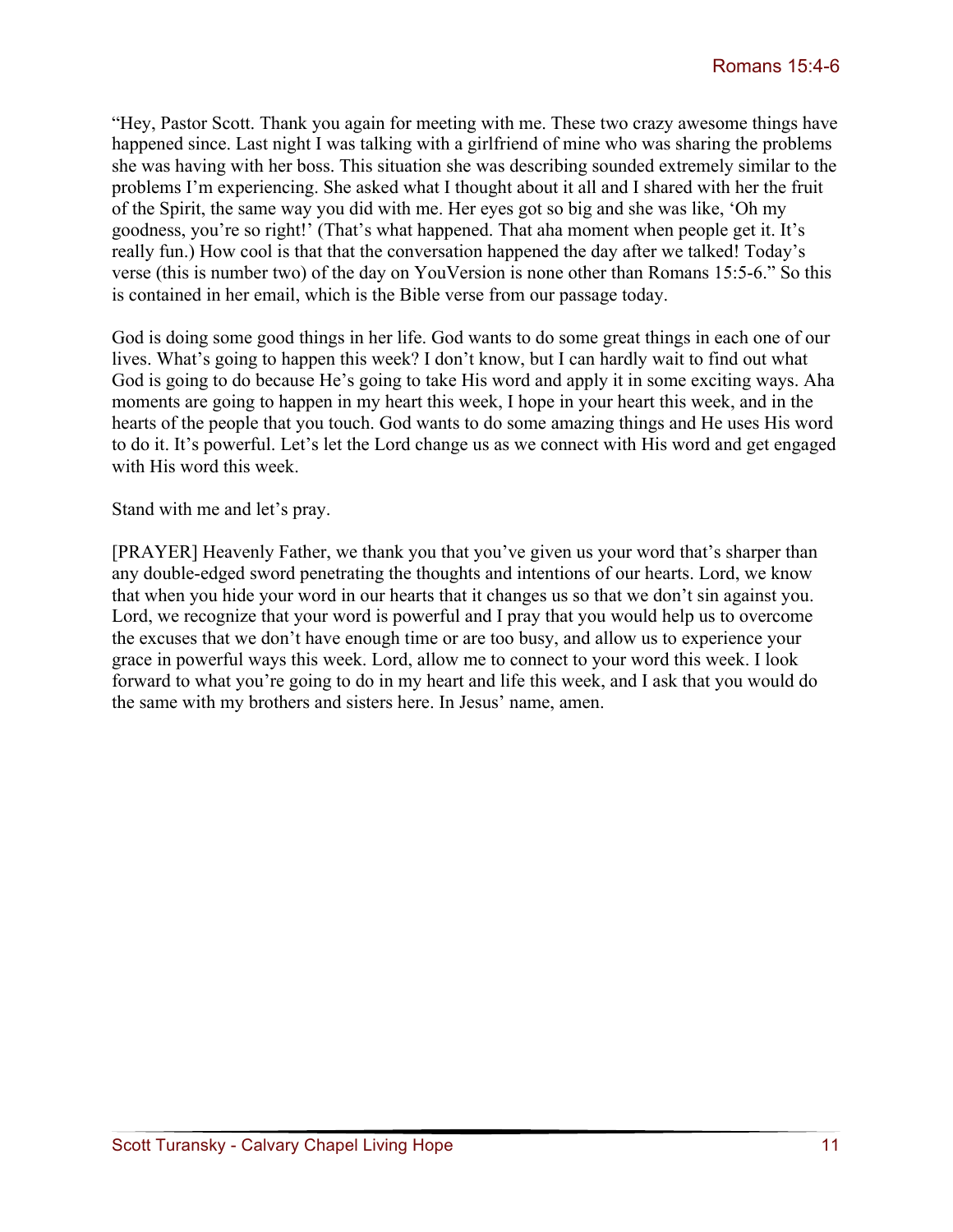"Hey, Pastor Scott. Thank you again for meeting with me. These two crazy awesome things have happened since. Last night I was talking with a girlfriend of mine who was sharing the problems she was having with her boss. This situation she was describing sounded extremely similar to the problems I'm experiencing. She asked what I thought about it all and I shared with her the fruit of the Spirit, the same way you did with me. Her eyes got so big and she was like, 'Oh my goodness, you're so right!' (That's what happened. That aha moment when people get it. It's really fun.) How cool is that that the conversation happened the day after we talked! Today's verse (this is number two) of the day on YouVersion is none other than Romans 15:5-6." So this is contained in her email, which is the Bible verse from our passage today.

God is doing some good things in her life. God wants to do some great things in each one of our lives. What's going to happen this week? I don't know, but I can hardly wait to find out what God is going to do because He's going to take His word and apply it in some exciting ways. Aha moments are going to happen in my heart this week, I hope in your heart this week, and in the hearts of the people that you touch. God wants to do some amazing things and He uses His word to do it. It's powerful. Let's let the Lord change us as we connect with His word and get engaged with His word this week.

Stand with me and let's pray.

[PRAYER] Heavenly Father, we thank you that you've given us your word that's sharper than any double-edged sword penetrating the thoughts and intentions of our hearts. Lord, we know that when you hide your word in our hearts that it changes us so that we don't sin against you. Lord, we recognize that your word is powerful and I pray that you would help us to overcome the excuses that we don't have enough time or are too busy, and allow us to experience your grace in powerful ways this week. Lord, allow me to connect to your word this week. I look forward to what you're going to do in my heart and life this week, and I ask that you would do the same with my brothers and sisters here. In Jesus' name, amen.